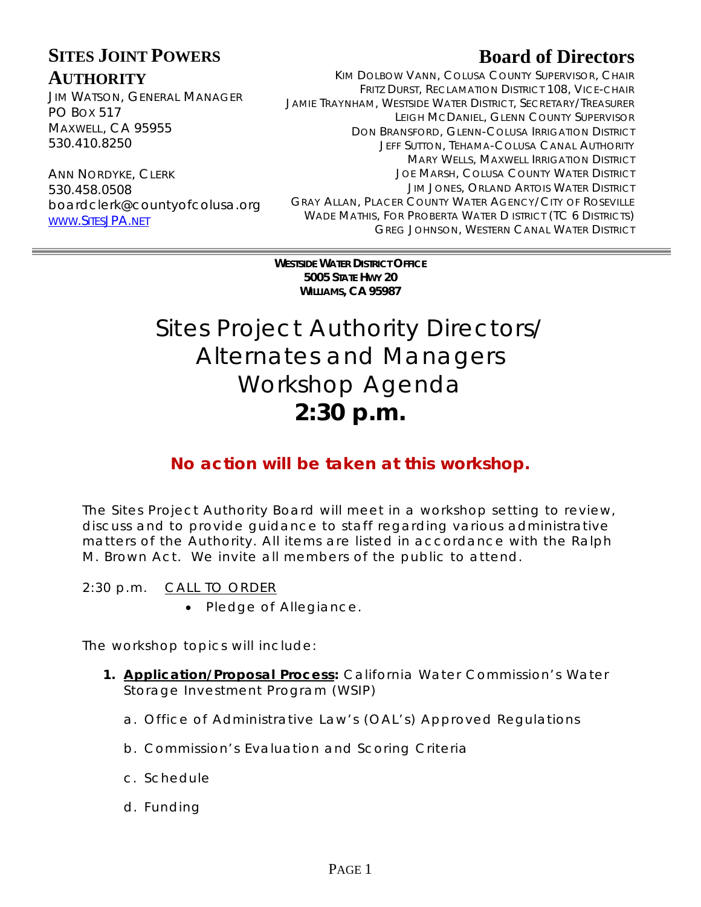**SITES JOINT POWERS AUTHORITY**

JIM WATSON, GENERAL MANAGER
PO BOX 517
MAXWELL, CA 95955
530.410.8250

ANN NORDYKE, CLERK
530.458.0508
boardclerk@countyofcolusa.org
WWW.SITESJPA.NET

**Board of Directors**

KIM DOLBOW VANN, COLUSA COUNTY SUPERVISOR, CHAIR
FRITZ DURST, RECLAMATION DISTRICT 108, VICE-CHAIR
JAMIE TRAYNHAM, WESTSIDE WATER DISTRICT, SECRETARY/TREASURER
LEIGH MCDANIEL, GLENN COUNTY SUPERVISOR
DON BRANSFORD, GLENN-COLUSA IRRIGATION DISTRICT
JEFF SUTTON, TEHAMA-COLUSA CANAL AUTHORITY
MARY WELLS, MAXWELL IRRIGATION DISTRICT
JOE MARSH, COLUSA COUNTY WATER DISTRICT
JIM JONES, ORLAND ARTOIS WATER DISTRICT
GRAY ALLAN, PLACER COUNTY WATER AGENCY/CITY OF ROSEVILLE
WADE MATHIS, FOR PROBERTA WATER DISTRICT (TC 6 DISTRICTS)
GREG JOHNSON, WESTERN CANAL WATER DISTRICT

---

**WESTSIDE WATER DISTRICT OFFICE**
**5005 STATE HWY 20**
**WILLIAMS, CA 95987**

# Sites Project Authority Directors/ Alternates and Managers Workshop Agenda

# 2:30 p.m.

**No action will be taken at this workshop.**

The Sites Project Authority Board will meet in a workshop setting to review, discuss and to provide guidance to staff regarding various administrative matters of the Authority. All items are listed in accordance with the Ralph M. Brown Act. We invite all members of the public to attend.

2:30 p.m. CALL TO ORDER

- Pledge of Allegiance.

The workshop topics will include:

1. **Application/Proposal Process:** California Water Commission's Water Storage Investment Program (WSIP)

   a. Office of Administrative Law's (OAL's) Approved Regulations

   b. Commission's Evaluation and Scoring Criteria

   c. Schedule

   d. Funding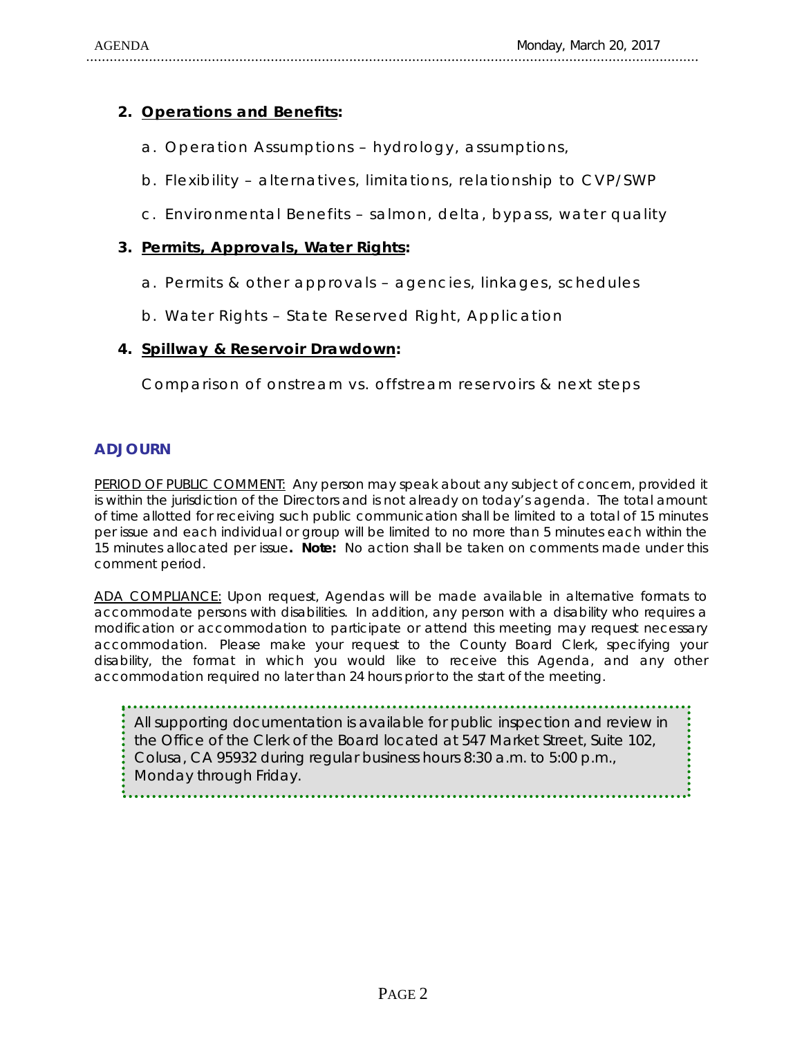2. **Operations and Benefits:**

   a. Operation Assumptions – hydrology, assumptions,

   b. Flexibility – alternatives, limitations, relationship to CVP/SWP

   c. Environmental Benefits – salmon, delta, bypass, water quality

3. **Permits, Approvals, Water Rights:**

   a. Permits & other approvals – agencies, linkages, schedules

   b. Water Rights – State Reserved Right, Application

4. **Spillway & Reservoir Drawdown:**

   Comparison of onstream vs. offstream reservoirs & next steps

## ADJOURN

PERIOD OF PUBLIC COMMENT: Any person may speak about any subject of concern, provided it is within the jurisdiction of the Directors and is not already on today's agenda. The total amount of time allotted for receiving such public communication shall be limited to a total of 15 minutes per issue and each individual or group will be limited to no more than 5 minutes each within the 15 minutes allocated per issue**. Note:** No action shall be taken on comments made under this comment period.

ADA COMPLIANCE: Upon request, Agendas will be made available in alternative formats to accommodate persons with disabilities. In addition, any person with a disability who requires a modification or accommodation to participate or attend this meeting may request necessary accommodation. Please make your request to the County Board Clerk, specifying your disability, the format in which you would like to receive this Agenda, and any other accommodation required no later than 24 hours prior to the start of the meeting.

All supporting documentation is available for public inspection and review in the Office of the Clerk of the Board located at 547 Market Street, Suite 102, Colusa, CA 95932 during regular business hours 8:30 a.m. to 5:00 p.m., Monday through Friday.